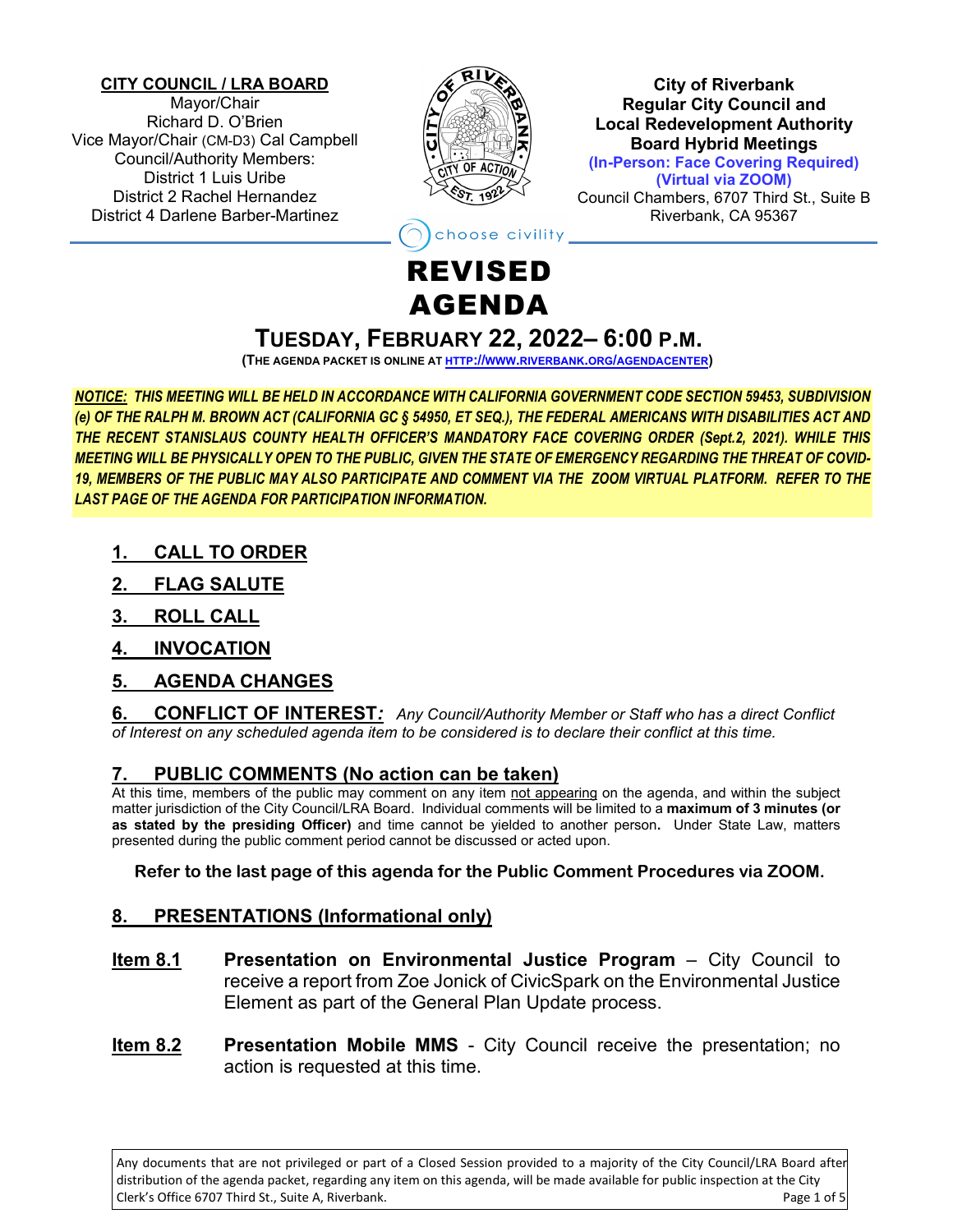**CITY COUNCIL / LRA BOARD**
Mayor/Chair
Richard D. O'Brien
Vice Mayor/Chair (CM-D3) Cal Campbell
Council/Authority Members:
District 1 Luis Uribe
District 2 Rachel Hernandez
District 4 Darlene Barber-Martinez

**City of Riverbank**
**Regular City Council and**
**Local Redevelopment Authority**
**Board Hybrid Meetings**
**(In-Person: Face Covering Required)**
**(Virtual via ZOOM)**
Council Chambers, 6707 Third St., Suite B
Riverbank, CA 95367

choose civility

# REVISED AGENDA

## TUESDAY, FEBRUARY 22, 2022– 6:00 P.M.

**(THE AGENDA PACKET IS ONLINE AT [HTTP://WWW.RIVERBANK.ORG/AGENDACENTER](http://www.riverbank.org/agendacenter))**

***NOTICE:* *THIS MEETING WILL BE HELD IN ACCORDANCE WITH CALIFORNIA GOVERNMENT CODE SECTION 59453, SUBDIVISION (e) OF THE RALPH M. BROWN ACT (CALIFORNIA GC § 54950, ET SEQ.), THE FEDERAL AMERICANS WITH DISABILITIES ACT AND THE RECENT STANISLAUS COUNTY HEALTH OFFICER'S MANDATORY FACE COVERING ORDER (Sept.2, 2021). WHILE THIS MEETING WILL BE PHYSICALLY OPEN TO THE PUBLIC, GIVEN THE STATE OF EMERGENCY REGARDING THE THREAT OF COVID-19, MEMBERS OF THE PUBLIC MAY ALSO PARTICIPATE AND COMMENT VIA THE ZOOM VIRTUAL PLATFORM. REFER TO THE LAST PAGE OF THE AGENDA FOR PARTICIPATION INFORMATION.***

### 1. CALL TO ORDER

### 2. FLAG SALUTE

### 3. ROLL CALL

### 4. INVOCATION

### 5. AGENDA CHANGES

### 6. CONFLICT OF INTEREST*:*

*Any Council/Authority Member or Staff who has a direct Conflict of Interest on any scheduled agenda item to be considered is to declare their conflict at this time.*

### 7. PUBLIC COMMENTS (No action can be taken)

At this time, members of the public may comment on any item not appearing on the agenda, and within the subject matter jurisdiction of the City Council/LRA Board. Individual comments will be limited to a **maximum of 3 minutes (or as stated by the presiding Officer)** and time cannot be yielded to another person**.** Under State Law, matters presented during the public comment period cannot be discussed or acted upon.

**Refer to the last page of this agenda for the Public Comment Procedures via ZOOM.**

### 8. PRESENTATIONS (Informational only)

**Item 8.1** **Presentation on Environmental Justice Program** – City Council to receive a report from Zoe Jonick of CivicSpark on the Environmental Justice Element as part of the General Plan Update process.

**Item 8.2** **Presentation Mobile MMS** - City Council receive the presentation; no action is requested at this time.

Any documents that are not privileged or part of a Closed Session provided to a majority of the City Council/LRA Board after distribution of the agenda packet, regarding any item on this agenda, will be made available for public inspection at the City Clerk's Office 6707 Third St., Suite A, Riverbank.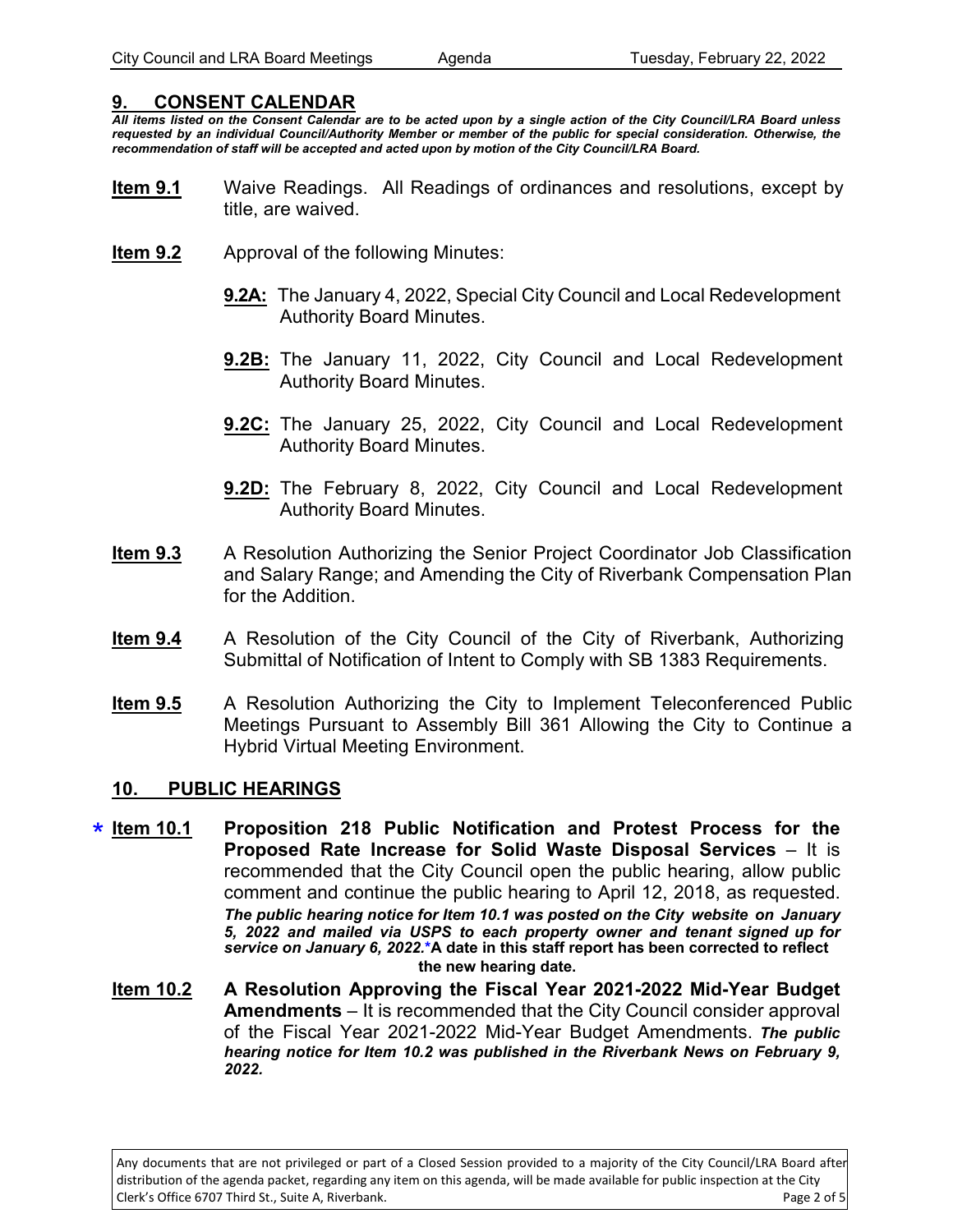## 9. CONSENT CALENDAR

***All items listed on the Consent Calendar are to be acted upon by a single action of the City Council/LRA Board unless requested by an individual Council/Authority Member or member of the public for special consideration. Otherwise, the recommendation of staff will be accepted and acted upon by motion of the City Council/LRA Board.***

**Item 9.1** Waive Readings. All Readings of ordinances and resolutions, except by title, are waived.

**Item 9.2** Approval of the following Minutes:

- **9.2A:** The January 4, 2022, Special City Council and Local Redevelopment Authority Board Minutes.
- **9.2B:** The January 11, 2022, City Council and Local Redevelopment Authority Board Minutes.
- **9.2C:** The January 25, 2022, City Council and Local Redevelopment Authority Board Minutes.
- **9.2D:** The February 8, 2022, City Council and Local Redevelopment Authority Board Minutes.

**Item 9.3** A Resolution Authorizing the Senior Project Coordinator Job Classification and Salary Range; and Amending the City of Riverbank Compensation Plan for the Addition.

**Item 9.4** A Resolution of the City Council of the City of Riverbank, Authorizing Submittal of Notification of Intent to Comply with SB 1383 Requirements.

**Item 9.5** A Resolution Authorizing the City to Implement Teleconferenced Public Meetings Pursuant to Assembly Bill 361 Allowing the City to Continue a Hybrid Virtual Meeting Environment.

## 10. PUBLIC HEARINGS

\* **Item 10.1** **Proposition 218 Public Notification and Protest Process for the Proposed Rate Increase for Solid Waste Disposal Services** – It is recommended that the City Council open the public hearing, allow public comment and continue the public hearing to April 12, 2018, as requested. ***The public hearing notice for Item 10.1 was posted on the City website on January 5, 2022 and mailed via USPS to each property owner and tenant signed up for service on January 6, 2022.*** **\*A date in this staff report has been corrected to reflect the new hearing date.**

**Item 10.2** **A Resolution Approving the Fiscal Year 2021-2022 Mid-Year Budget Amendments** – It is recommended that the City Council consider approval of the Fiscal Year 2021-2022 Mid-Year Budget Amendments. ***The public hearing notice for Item 10.2 was published in the Riverbank News on February 9, 2022.***

Any documents that are not privileged or part of a Closed Session provided to a majority of the City Council/LRA Board after distribution of the agenda packet, regarding any item on this agenda, will be made available for public inspection at the City Clerk's Office 6707 Third St., Suite A, Riverbank.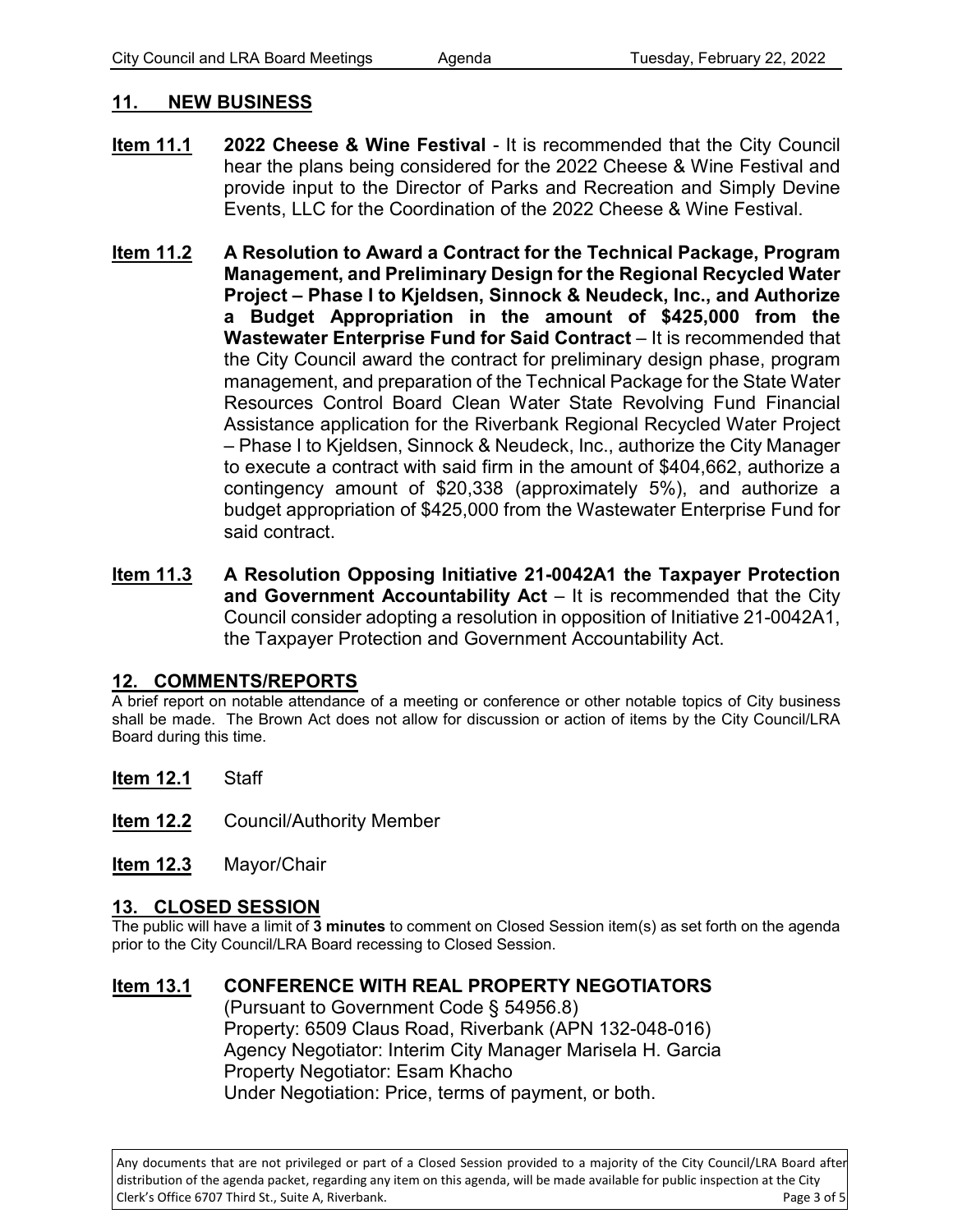## 11. NEW BUSINESS

**Item 11.1** **2022 Cheese & Wine Festival** - It is recommended that the City Council hear the plans being considered for the 2022 Cheese & Wine Festival and provide input to the Director of Parks and Recreation and Simply Devine Events, LLC for the Coordination of the 2022 Cheese & Wine Festival.

**Item 11.2** **A Resolution to Award a Contract for the Technical Package, Program Management, and Preliminary Design for the Regional Recycled Water Project – Phase I to Kjeldsen, Sinnock & Neudeck, Inc., and Authorize a Budget Appropriation in the amount of $425,000 from the Wastewater Enterprise Fund for Said Contract** – It is recommended that the City Council award the contract for preliminary design phase, program management, and preparation of the Technical Package for the State Water Resources Control Board Clean Water State Revolving Fund Financial Assistance application for the Riverbank Regional Recycled Water Project – Phase I to Kjeldsen, Sinnock & Neudeck, Inc., authorize the City Manager to execute a contract with said firm in the amount of $404,662, authorize a contingency amount of $20,338 (approximately 5%), and authorize a budget appropriation of $425,000 from the Wastewater Enterprise Fund for said contract.

**Item 11.3** **A Resolution Opposing Initiative 21-0042A1 the Taxpayer Protection and Government Accountability Act** – It is recommended that the City Council consider adopting a resolution in opposition of Initiative 21-0042A1, the Taxpayer Protection and Government Accountability Act.

## 12. COMMENTS/REPORTS

A brief report on notable attendance of a meeting or conference or other notable topics of City business shall be made. The Brown Act does not allow for discussion or action of items by the City Council/LRA Board during this time.

**Item 12.1** Staff

**Item 12.2** Council/Authority Member

**Item 12.3** Mayor/Chair

## 13. CLOSED SESSION

The public will have a limit of **3 minutes** to comment on Closed Session item(s) as set forth on the agenda prior to the City Council/LRA Board recessing to Closed Session.

**Item 13.1** **CONFERENCE WITH REAL PROPERTY NEGOTIATORS**
(Pursuant to Government Code § 54956.8)
Property: 6509 Claus Road, Riverbank (APN 132-048-016)
Agency Negotiator: Interim City Manager Marisela H. Garcia
Property Negotiator: Esam Khacho
Under Negotiation: Price, terms of payment, or both.

Any documents that are not privileged or part of a Closed Session provided to a majority of the City Council/LRA Board after distribution of the agenda packet, regarding any item on this agenda, will be made available for public inspection at the City Clerk's Office 6707 Third St., Suite A, Riverbank.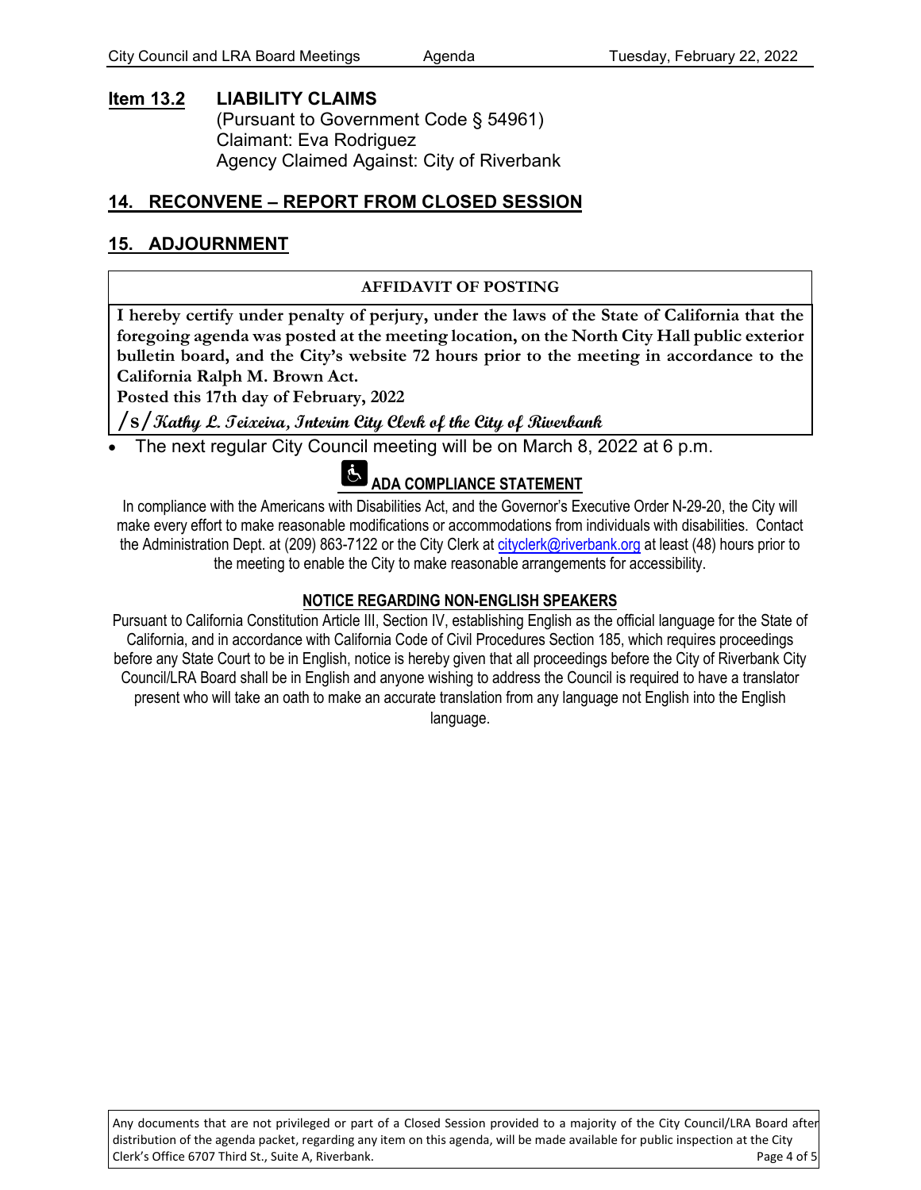**Item 13.2** **LIABILITY CLAIMS**
(Pursuant to Government Code § 54961)
Claimant: Eva Rodriguez
Agency Claimed Against: City of Riverbank

## 14. RECONVENE – REPORT FROM CLOSED SESSION

## 15. ADJOURNMENT

| AFFIDAVIT OF POSTING |
|---|
| **I hereby certify under penalty of perjury, under the laws of the State of California that the foregoing agenda was posted at the meeting location, on the North City Hall public exterior bulletin board, and the City's website 72 hours prior to the meeting in accordance to the California Ralph M. Brown Act.**<br>**Posted this 17th day of February, 2022**<br>**/s/ Kathy L. Teixeira, Interim City Clerk of the City of Riverbank** |

- The next regular City Council meeting will be on March 8, 2022 at 6 p.m.

**ADA COMPLIANCE STATEMENT**

In compliance with the Americans with Disabilities Act, and the Governor's Executive Order N-29-20, the City will make every effort to make reasonable modifications or accommodations from individuals with disabilities. Contact the Administration Dept. at (209) 863-7122 or the City Clerk at cityclerk@riverbank.org at least (48) hours prior to the meeting to enable the City to make reasonable arrangements for accessibility.

**NOTICE REGARDING NON-ENGLISH SPEAKERS**

Pursuant to California Constitution Article III, Section IV, establishing English as the official language for the State of California, and in accordance with California Code of Civil Procedures Section 185, which requires proceedings before any State Court to be in English, notice is hereby given that all proceedings before the City of Riverbank City Council/LRA Board shall be in English and anyone wishing to address the Council is required to have a translator present who will take an oath to make an accurate translation from any language not English into the English language.

Any documents that are not privileged or part of a Closed Session provided to a majority of the City Council/LRA Board after distribution of the agenda packet, regarding any item on this agenda, will be made available for public inspection at the City Clerk's Office 6707 Third St., Suite A, Riverbank.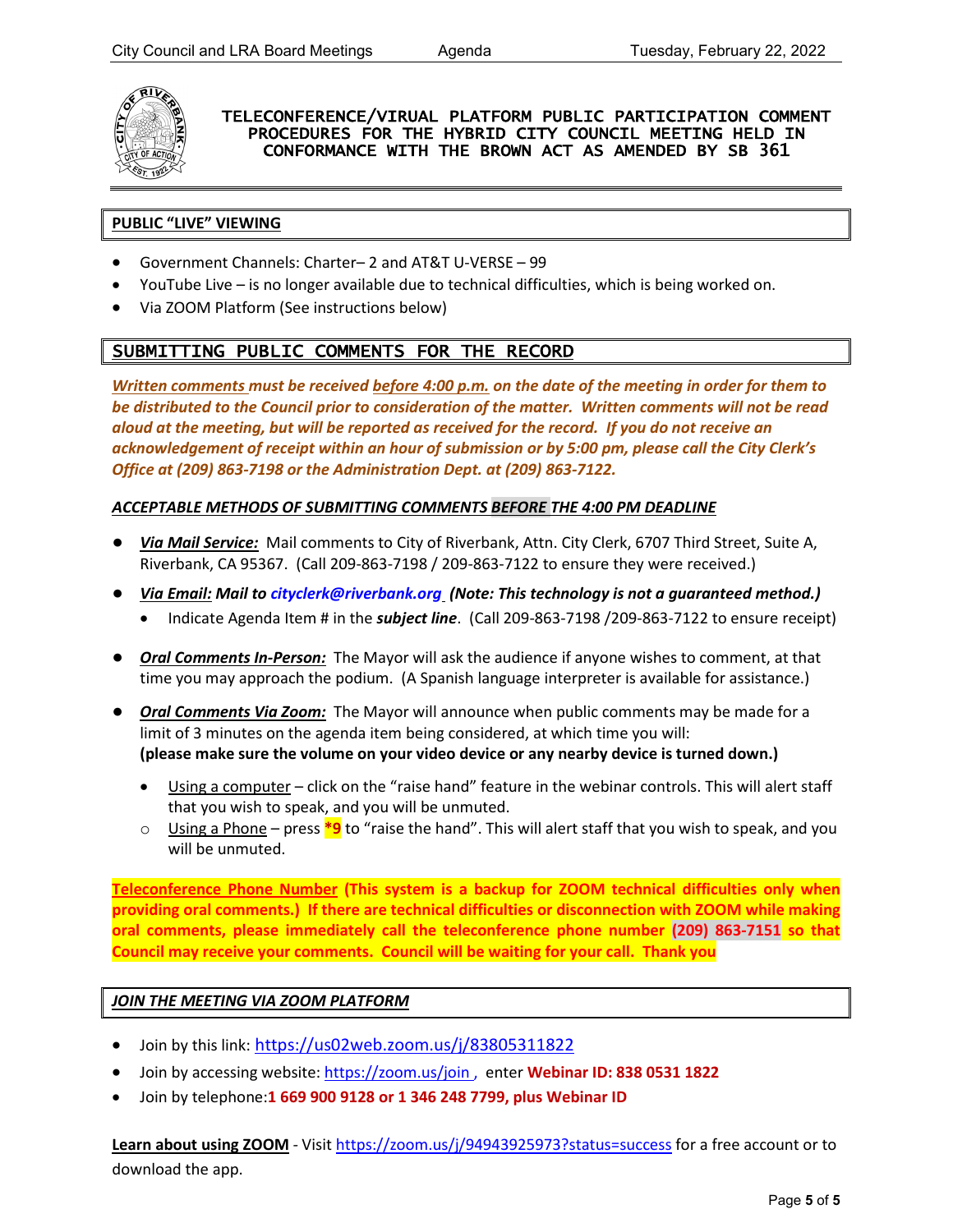# TELECONFERENCE/VIRUAL PLATFORM PUBLIC PARTICIPATION COMMENT PROCEDURES FOR THE HYBRID CITY COUNCIL MEETING HELD IN CONFORMANCE WITH THE BROWN ACT AS AMENDED BY SB 361

## PUBLIC "LIVE" VIEWING

- Government Channels: Charter– 2 and AT&T U-VERSE – 99
- YouTube Live – is no longer available due to technical difficulties, which is being worked on.
- Via ZOOM Platform (See instructions below)

## SUBMITTING PUBLIC COMMENTS FOR THE RECORD

***Written comments must be received before 4:00 p.m. on the date of the meeting in order for them to be distributed to the Council prior to consideration of the matter. Written comments will not be read aloud at the meeting, but will be reported as received for the record. If you do not receive an acknowledgement of receipt within an hour of submission or by 5:00 pm, please call the City Clerk's Office at (209) 863-7198 or the Administration Dept. at (209) 863-7122.***

***ACCEPTABLE METHODS OF SUBMITTING COMMENTS BEFORE THE 4:00 PM DEADLINE***

- ***Via Mail Service:*** Mail comments to City of Riverbank, Attn. City Clerk, 6707 Third Street, Suite A, Riverbank, CA 95367. (Call 209-863-7198 / 209-863-7122 to ensure they were received.)
- ***Via Email: Mail to cityclerk@riverbank.org (Note: This technology is not a guaranteed method.)***
  - Indicate Agenda Item # in the ***subject line***. (Call 209-863-7198 /209-863-7122 to ensure receipt)
- ***Oral Comments In-Person:*** The Mayor will ask the audience if anyone wishes to comment, at that time you may approach the podium. (A Spanish language interpreter is available for assistance.)
- ***Oral Comments Via Zoom:*** The Mayor will announce when public comments may be made for a limit of 3 minutes on the agenda item being considered, at which time you will:
  **(please make sure the volume on your video device or any nearby device is turned down.)**
  - Using a computer – click on the "raise hand" feature in the webinar controls. This will alert staff that you wish to speak, and you will be unmuted.
  - Using a Phone – press **\*9** to "raise the hand". This will alert staff that you wish to speak, and you will be unmuted.

**Teleconference Phone Number (This system is a backup for ZOOM technical difficulties only when providing oral comments.) If there are technical difficulties or disconnection with ZOOM while making oral comments, please immediately call the teleconference phone number (209) 863-7151 so that Council may receive your comments. Council will be waiting for your call. Thank you**

## *JOIN THE MEETING VIA ZOOM PLATFORM*

- Join by this link: https://us02web.zoom.us/j/83805311822
- Join by accessing website: https://zoom.us/join , enter **Webinar ID: 838 0531 1822**
- Join by telephone:**1 669 900 9128 or 1 346 248 7799, plus Webinar ID**

**Learn about using ZOOM** - Visit https://zoom.us/j/94943925973?status=success for a free account or to download the app.